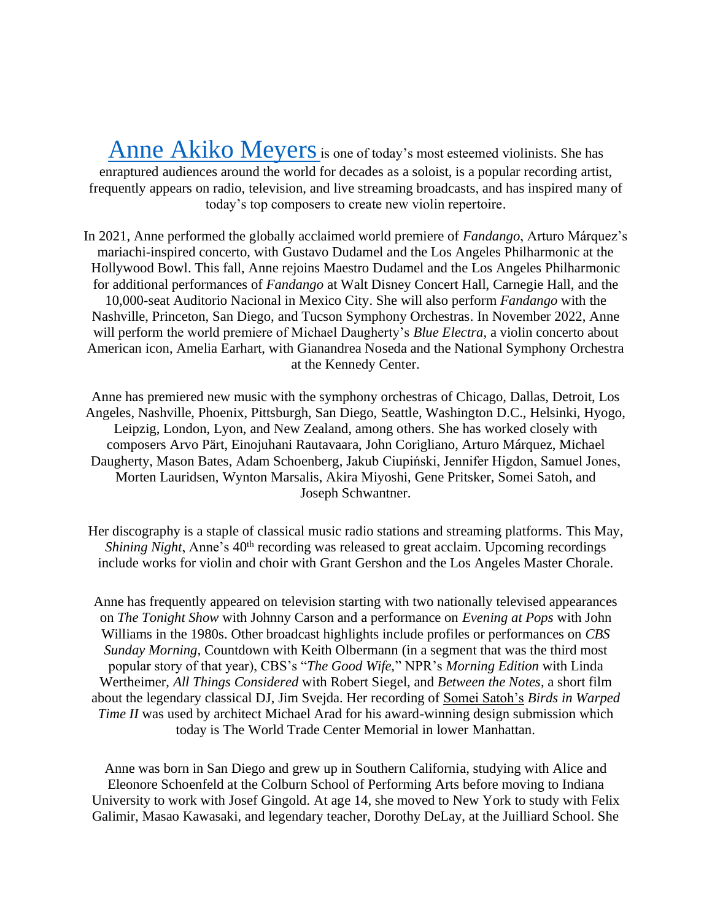Anne Akiko Meyers is one of today's most esteemed violinists. She has enraptured audiences around the world for decades as a soloist, is a popular recording artist, frequently appears on radio, television, and live streaming broadcasts, and has inspired many of today's top composers to create new violin repertoire.

In 2021, Anne performed the globally acclaimed world premiere of *Fandango*, Arturo Márquez's mariachi-inspired concerto, with Gustavo Dudamel and the Los Angeles Philharmonic at the Hollywood Bowl. This fall, Anne rejoins Maestro Dudamel and the Los Angeles Philharmonic for additional performances of *Fandango* at Walt Disney Concert Hall, Carnegie Hall, and the 10,000-seat Auditorio Nacional in Mexico City. She will also perform *Fandango* with the Nashville, Princeton, San Diego, and Tucson Symphony Orchestras. In November 2022, Anne will perform the world premiere of Michael Daugherty's *Blue Electra*, a violin concerto about American icon, Amelia Earhart, with Gianandrea Noseda and the National Symphony Orchestra at the Kennedy Center.

Anne has premiered new music with the symphony orchestras of Chicago, Dallas, Detroit, Los Angeles, Nashville, Phoenix, Pittsburgh, San Diego, Seattle, Washington D.C., Helsinki, Hyogo, Leipzig, London, Lyon, and New Zealand, among others. She has worked closely with composers Arvo Pärt, Einojuhani Rautavaara, John Corigliano, Arturo Márquez, Michael Daugherty, Mason Bates, Adam Schoenberg, Jakub Ciupiński, Jennifer Higdon, Samuel Jones, Morten Lauridsen, Wynton Marsalis, Akira Miyoshi, Gene Pritsker, Somei Satoh, and Joseph Schwantner.

Her discography is a staple of classical music radio stations and streaming platforms. This May, *Shining Night*, Anne's 40th recording was released to great acclaim. Upcoming recordings include works for violin and choir with Grant Gershon and the Los Angeles Master Chorale.

Anne has frequently appeared on television starting with two nationally televised appearances on *The Tonight Show* with Johnny Carson and a performance on *Evening at Pops* with John Williams in the 1980s. Other broadcast highlights include profiles or performances on *CBS Sunday Morning*, Countdown with Keith Olbermann (in a segment that was the third most popular story of that year), CBS's "*The Good Wife*," NPR's *Morning Edition* with Linda Wertheimer, *All Things Considered* with Robert Siegel, and *Between the Notes*, a short film about the legendary classical DJ, Jim Svejda. Her recording of Somei Satoh's *Birds in Warped Time II* was used by architect Michael Arad for his award-winning design submission which today is The World Trade Center Memorial in lower Manhattan.

Anne was born in San Diego and grew up in Southern California, studying with Alice and Eleonore Schoenfeld at the Colburn School of Performing Arts before moving to Indiana University to work with Josef Gingold. At age 14, she moved to New York to study with Felix Galimir, Masao Kawasaki, and legendary teacher, Dorothy DeLay, at the Juilliard School. She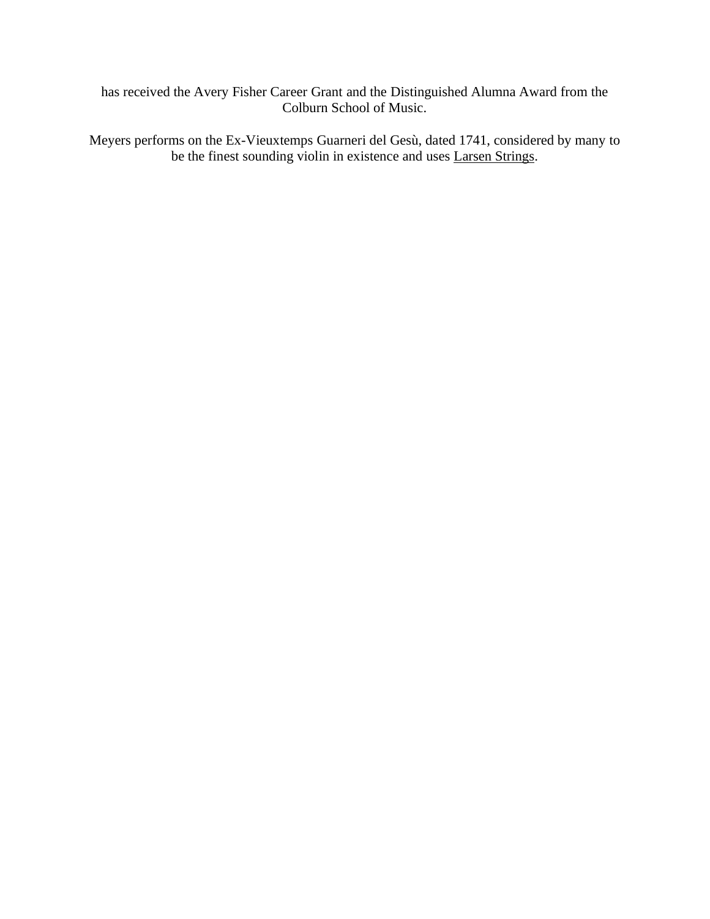has received the Avery Fisher Career Grant and the Distinguished Alumna Award from the Colburn School of Music.

Meyers performs on the Ex-Vieuxtemps Guarneri del Gesù, dated 1741, considered by many to be the finest sounding violin in existence and uses Larsen Strings.